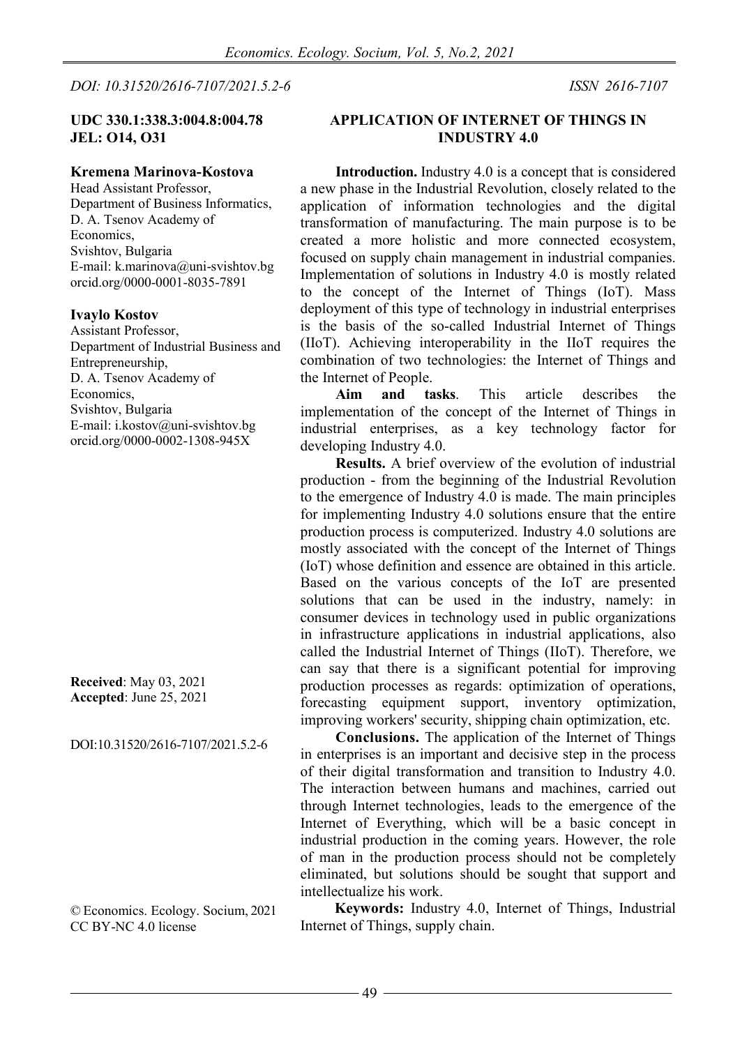*DOI: 10.31520/2616-7107/2021.5.2-6* *ISSN 2616-7107*

**UDC 330.1:338.3:004.8:004.78**
**JEL: O14, O31**

# APPLICATION OF INTERNET OF THINGS IN INDUSTRY 4.0

**Kremena Marinova-Kostova**
Head Assistant Professor,
Department of Business Informatics,
D. A. Tsenov Academy of Economics,
Svishtov, Bulgaria
E-mail: k.marinova@uni-svishtov.bg
orcid.org/0000-0001-8035-7891

**Ivaylo Kostov**
Assistant Professor,
Department of Industrial Business and Entrepreneurship,
D. A. Tsenov Academy of Economics,
Svishtov, Bulgaria
E-mail: i.kostov@uni-svishtov.bg
orcid.org/0000-0002-1308-945X

**Received**: May 03, 2021
**Accepted**: June 25, 2021

DOI:10.31520/2616-7107/2021.5.2-6

© Economics. Ecology. Socium, 2021
CC BY-NC 4.0 license

**Introduction.** Industry 4.0 is a concept that is considered a new phase in the Industrial Revolution, closely related to the application of information technologies and the digital transformation of manufacturing. The main purpose is to be created a more holistic and more connected ecosystem, focused on supply chain management in industrial companies. Implementation of solutions in Industry 4.0 is mostly related to the concept of the Internet of Things (IoT). Mass deployment of this type of technology in industrial enterprises is the basis of the so-called Industrial Internet of Things (IIoT). Achieving interoperability in the IIoT requires the combination of two technologies: the Internet of Things and the Internet of People.

**Aim and tasks**. This article describes the implementation of the concept of the Internet of Things in industrial enterprises, as a key technology factor for developing Industry 4.0.

**Results.** A brief overview of the evolution of industrial production - from the beginning of the Industrial Revolution to the emergence of Industry 4.0 is made. The main principles for implementing Industry 4.0 solutions ensure that the entire production process is computerized. Industry 4.0 solutions are mostly associated with the concept of the Internet of Things (IoT) whose definition and essence are obtained in this article. Based on the various concepts of the IoT are presented solutions that can be used in the industry, namely: in consumer devices in technology used in public organizations in infrastructure applications in industrial applications, also called the Industrial Internet of Things (IIoT). Therefore, we can say that there is a significant potential for improving production processes as regards: optimization of operations, forecasting equipment support, inventory optimization, improving workers' security, shipping chain optimization, etc.

**Conclusions.** The application of the Internet of Things in enterprises is an important and decisive step in the process of their digital transformation and transition to Industry 4.0. The interaction between humans and machines, carried out through Internet technologies, leads to the emergence of the Internet of Everything, which will be a basic concept in industrial production in the coming years. However, the role of man in the production process should not be completely eliminated, but solutions should be sought that support and intellectualize his work.

**Keywords:** Industry 4.0, Internet of Things, Industrial Internet of Things, supply chain.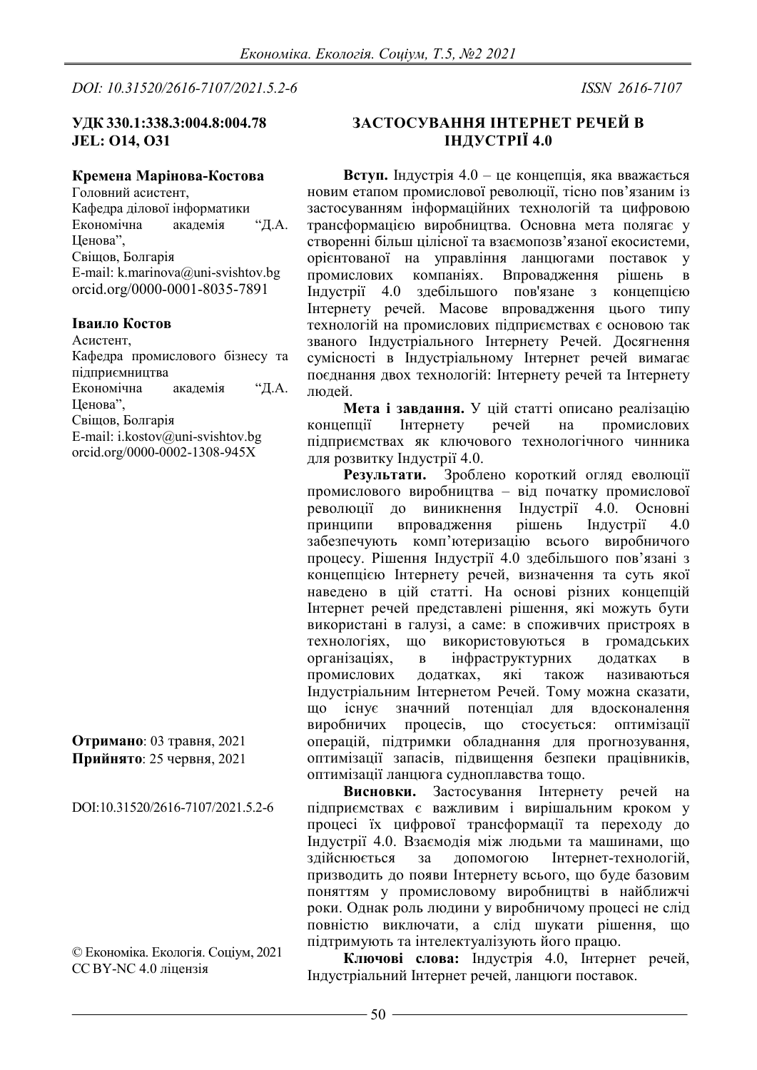*DOI: 10.31520/2616-7107/2021.5.2-6* *ISSN 2616-7107*

**УДК 330.1:338.3:004.8:004.78**
**JEL: O14, O31**

## ЗАСТОСУВАННЯ ІНТЕРНЕТ РЕЧЕЙ В ІНДУСТРІЇ 4.0

**Кремена Марінова-Костова**
Головний асистент,
Кафедра ділової інформатики
Економічна академія "Д.А. Ценова",
Свіщов, Болгарія
E-mail: k.marinova@uni-svishtov.bg
orcid.org/0000-0001-8035-7891

**Іваило Костов**
Асистент,
Кафедра промислового бізнесу та підприємництва
Економічна академія "Д.А. Ценова",
Свіщов, Болгарія
E-mail: i.kostov@uni-svishtov.bg
orcid.org/0000-0002-1308-945X

**Отримано**: 03 травня, 2021
**Прийнято**: 25 червня, 2021

DOI:10.31520/2616-7107/2021.5.2-6

© Економіка. Екологія. Соціум, 2021
CC BY-NC 4.0 ліцензія

**Вступ.** Індустрія 4.0 – це концепція, яка вважається новим етапом промислової революції, тісно пов'язаним із застосуванням інформаційних технологій та цифровою трансформацією виробництва. Основна мета полягає у створенні більш цілісної та взаємопов'язаної екосистеми, орієнтованої на управління ланцюгами поставок у промислових компаніях. Впровадження рішень в Індустрії 4.0 здебільшого пов'язане з концепцією Інтернету речей. Масове впровадження цього типу технологій на промислових підприємствах є основою так званого Індустріального Інтернету Речей. Досягнення сумісності в Індустріальному Інтернет речей вимагає поєднання двох технологій: Інтернету речей та Інтернету людей.

**Мета і завдання.** У цій статті описано реалізацію концепції Інтернету речей на промислових підприємствах як ключового технологічного чинника для розвитку Індустрії 4.0.

**Результати.** Зроблено короткий огляд еволюції промислового виробництва – від початку промислової революції до виникнення Індустрії 4.0. Основні принципи впровадження рішень Індустрії 4.0 забезпечують комп'ютеризацію всього виробничого процесу. Рішення Індустрії 4.0 здебільшого пов'язані з концепцією Інтернету речей, визначення та суть якої наведено в цій статті. На основі різних концепцій Інтернет речей представлені рішення, які можуть бути використані в галузі, а саме: в споживчих пристроях в технологіях, що використовуються в громадських організаціях, в інфраструктурних додатках в промислових додатках, які також називаються Індустріальним Інтернетом Речей. Тому можна сказати, що існує значний потенціал для вдосконалення виробничих процесів, що стосується: оптимізації операцій, підтримки обладнання для прогнозування, оптимізації запасів, підвищення безпеки працівників, оптимізації ланцюга судноплавства тощо.

**Висновки.** Застосування Інтернету речей на підприємствах є важливим і вирішальним кроком у процесі їх цифрової трансформації та переходу до Індустрії 4.0. Взаємодія між людьми та машинами, що здійснюється за допомогою Інтернет-технологій, призводить до появи Інтернету всього, що буде базовим поняттям у промисловому виробництві в найближчі роки. Однак роль людини у виробничому процесі не слід повністю виключати, а слід шукати рішення, що підтримують та інтелектуалізують його працю.

**Ключові слова:** Індустрія 4.0, Інтернет речей, Індустріальний Інтернет речей, ланцюги поставок.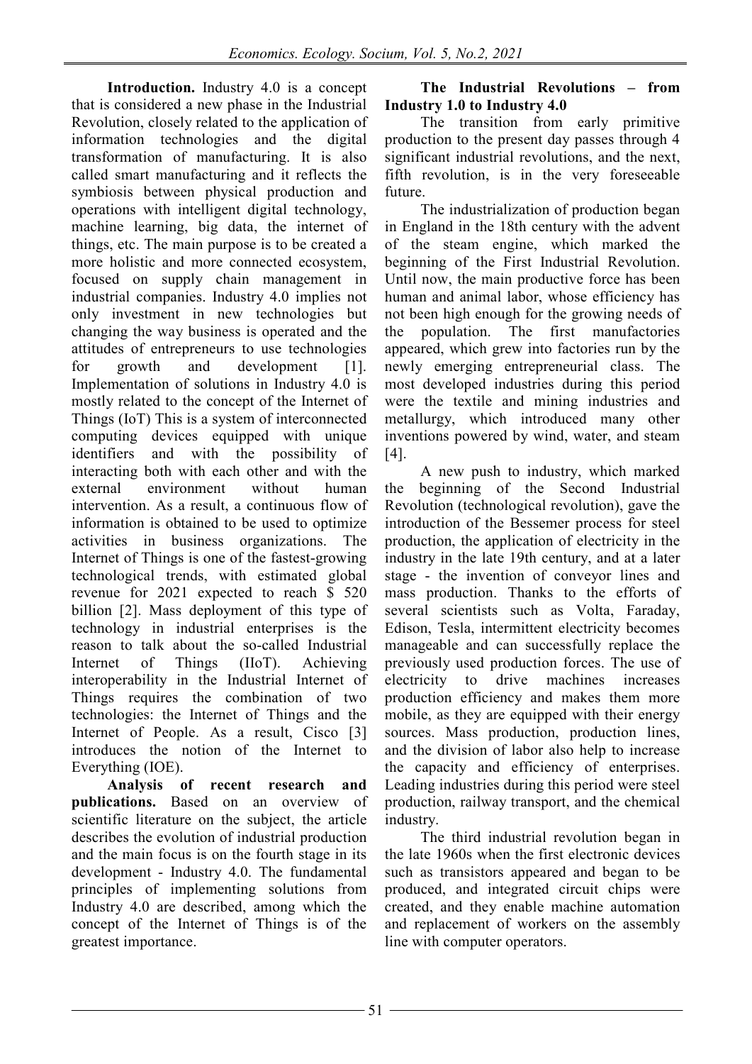**Introduction.** Industry 4.0 is a concept that is considered a new phase in the Industrial Revolution, closely related to the application of information technologies and the digital transformation of manufacturing. It is also called smart manufacturing and it reflects the symbiosis between physical production and operations with intelligent digital technology, machine learning, big data, the internet of things, etc. The main purpose is to be created a more holistic and more connected ecosystem, focused on supply chain management in industrial companies. Industry 4.0 implies not only investment in new technologies but changing the way business is operated and the attitudes of entrepreneurs to use technologies for growth and development [1]. Implementation of solutions in Industry 4.0 is mostly related to the concept of the Internet of Things (IoT) This is a system of interconnected computing devices equipped with unique identifiers and with the possibility of interacting both with each other and with the external environment without human intervention. As a result, a continuous flow of information is obtained to be used to optimize activities in business organizations. The Internet of Things is one of the fastest-growing technological trends, with estimated global revenue for 2021 expected to reach $ 520 billion [2]. Mass deployment of this type of technology in industrial enterprises is the reason to talk about the so-called Industrial Internet of Things (IIoT). Achieving interoperability in the Industrial Internet of Things requires the combination of two technologies: the Internet of Things and the Internet of People. As a result, Cisco [3] introduces the notion of the Internet to Everything (IOE).

**Analysis of recent research and publications.** Based on an overview of scientific literature on the subject, the article describes the evolution of industrial production and the main focus is on the fourth stage in its development - Industry 4.0. The fundamental principles of implementing solutions from Industry 4.0 are described, among which the concept of the Internet of Things is of the greatest importance.

**The Industrial Revolutions – from Industry 1.0 to Industry 4.0**

The transition from early primitive production to the present day passes through 4 significant industrial revolutions, and the next, fifth revolution, is in the very foreseeable future.

The industrialization of production began in England in the 18th century with the advent of the steam engine, which marked the beginning of the First Industrial Revolution. Until now, the main productive force has been human and animal labor, whose efficiency has not been high enough for the growing needs of the population. The first manufactories appeared, which grew into factories run by the newly emerging entrepreneurial class. The most developed industries during this period were the textile and mining industries and metallurgy, which introduced many other inventions powered by wind, water, and steam [4].

A new push to industry, which marked the beginning of the Second Industrial Revolution (technological revolution), gave the introduction of the Bessemer process for steel production, the application of electricity in the industry in the late 19th century, and at a later stage - the invention of conveyor lines and mass production. Thanks to the efforts of several scientists such as Volta, Faraday, Edison, Tesla, intermittent electricity becomes manageable and can successfully replace the previously used production forces. The use of electricity to drive machines increases production efficiency and makes them more mobile, as they are equipped with their energy sources. Mass production, production lines, and the division of labor also help to increase the capacity and efficiency of enterprises. Leading industries during this period were steel production, railway transport, and the chemical industry.

The third industrial revolution began in the late 1960s when the first electronic devices such as transistors appeared and began to be produced, and integrated circuit chips were created, and they enable machine automation and replacement of workers on the assembly line with computer operators.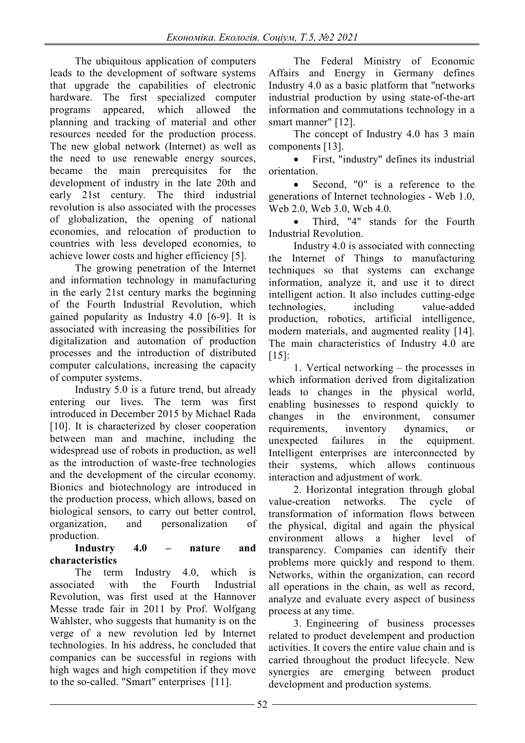The ubiquitous application of computers leads to the development of software systems that upgrade the capabilities of electronic hardware. The first specialized computer programs appeared, which allowed the planning and tracking of material and other resources needed for the production process. The new global network (Internet) as well as the need to use renewable energy sources, became the main prerequisites for the development of industry in the late 20th and early 21st century. The third industrial revolution is also associated with the processes of globalization, the opening of national economies, and relocation of production to countries with less developed economies, to achieve lower costs and higher efficiency [5].

The growing penetration of the Internet and information technology in manufacturing in the early 21st century marks the beginning of the Fourth Industrial Revolution, which gained popularity as Industry 4.0 [6-9]. It is associated with increasing the possibilities for digitalization and automation of production processes and the introduction of distributed computer calculations, increasing the capacity of computer systems.

Industry 5.0 is a future trend, but already entering our lives. The term was first introduced in December 2015 by Michael Rada [10]. It is characterized by closer cooperation between man and machine, including the widespread use of robots in production, as well as the introduction of waste-free technologies and the development of the circular economy. Bionics and biotechnology are introduced in the production process, which allows, based on biological sensors, to carry out better control, organization, and personalization of production.

**Industry 4.0 – nature and characteristics**

The term Industry 4.0, which is associated with the Fourth Industrial Revolution, was first used at the Hannover Messe trade fair in 2011 by Prof. Wolfgang Wahlster, who suggests that humanity is on the verge of a new revolution led by Internet technologies. In his address, he concluded that companies can be successful in regions with high wages and high competition if they move to the so-called. "Smart" enterprises [11].

The Federal Ministry of Economic Affairs and Energy in Germany defines Industry 4.0 as a basic platform that "networks industrial production by using state-of-the-art information and commutations technology in a smart manner" [12].

The concept of Industry 4.0 has 3 main components [13].

- First, "industry" defines its industrial orientation.
- Second, "0" is a reference to the generations of Internet technologies - Web 1.0, Web 2.0, Web 3.0, Web 4.0.
- Third, "4" stands for the Fourth Industrial Revolution.

Industry 4.0 is associated with connecting the Internet of Things to manufacturing techniques so that systems can exchange information, analyze it, and use it to direct intelligent action. It also includes cutting-edge technologies, including value-added production, robotics, artificial intelligence, modern materials, and augmented reality [14]. The main characteristics of Industry 4.0 are [15]:

1. Vertical networking – the processes in which information derived from digitalization leads to changes in the physical world, enabling businesses to respond quickly to changes in the environment, consumer requirements, inventory dynamics, or unexpected failures in the equipment. Intelligent enterprises are interconnected by their systems, which allows continuous interaction and adjustment of work.

2. Horizontal integration through global value-creation networks. The cycle of transformation of information flows between the physical, digital and again the physical environment allows a higher level of transparency. Companies can identify their problems more quickly and respond to them. Networks, within the organization, can record all operations in the chain, as well as record, analyze and evaluate every aspect of business process at any time.

3. Engineering of business processes related to product develempent and production activities. It covers the entire value chain and is carried throughout the product lifecycle. New synergies are emerging between product development and production systems.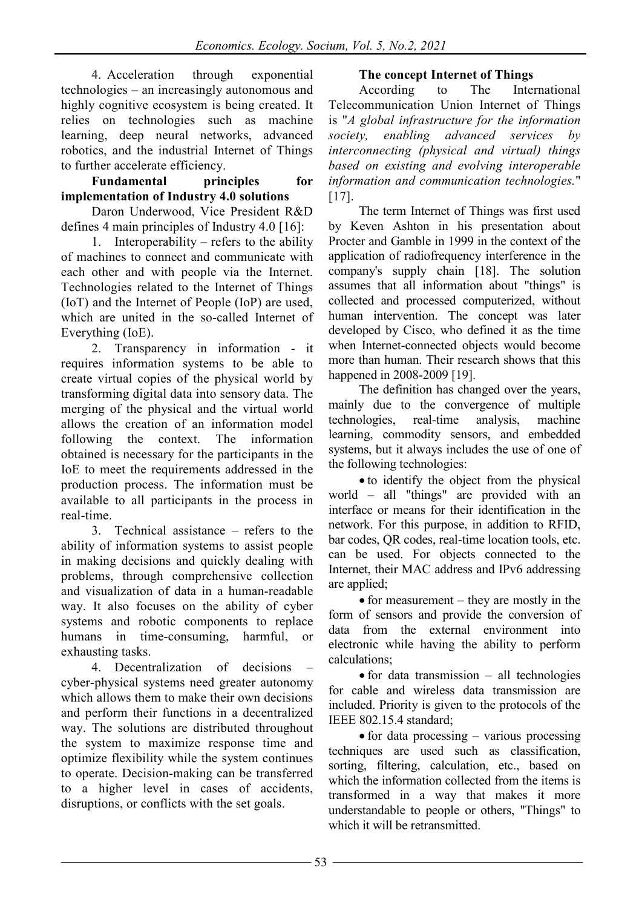4. Acceleration through exponential technologies – an increasingly autonomous and highly cognitive ecosystem is being created. It relies on technologies such as machine learning, deep neural networks, advanced robotics, and the industrial Internet of Things to further accelerate efficiency.

**Fundamental principles for implementation of Industry 4.0 solutions**

Daron Underwood, Vice President R&D defines 4 main principles of Industry 4.0 [16]:

1. Interoperability – refers to the ability of machines to connect and communicate with each other and with people via the Internet. Technologies related to the Internet of Things (IoT) and the Internet of People (IoP) are used, which are united in the so-called Internet of Everything (IoE).

2. Transparency in information - it requires information systems to be able to create virtual copies of the physical world by transforming digital data into sensory data. The merging of the physical and the virtual world allows the creation of an information model following the context. The information obtained is necessary for the participants in the IoE to meet the requirements addressed in the production process. The information must be available to all participants in the process in real-time.

3. Technical assistance – refers to the ability of information systems to assist people in making decisions and quickly dealing with problems, through comprehensive collection and visualization of data in a human-readable way. It also focuses on the ability of cyber systems and robotic components to replace humans in time-consuming, harmful, or exhausting tasks.

4. Decentralization of decisions – cyber-physical systems need greater autonomy which allows them to make their own decisions and perform their functions in a decentralized way. The solutions are distributed throughout the system to maximize response time and optimize flexibility while the system continues to operate. Decision-making can be transferred to a higher level in cases of accidents, disruptions, or conflicts with the set goals.

**The concept Internet of Things**

According to The International Telecommunication Union Internet of Things is "*A global infrastructure for the information society, enabling advanced services by interconnecting (physical and virtual) things based on existing and evolving interoperable information and communication technologies.*" [17].

The term Internet of Things was first used by Keven Ashton in his presentation about Procter and Gamble in 1999 in the context of the application of radiofrequency interference in the company's supply chain [18]. The solution assumes that all information about "things" is collected and processed computerized, without human intervention. The concept was later developed by Cisco, who defined it as the time when Internet-connected objects would become more than human. Their research shows that this happened in 2008-2009 [19].

The definition has changed over the years, mainly due to the convergence of multiple technologies, real-time analysis, machine learning, commodity sensors, and embedded systems, but it always includes the use of one of the following technologies:

- to identify the object from the physical world – all "things" are provided with an interface or means for their identification in the network. For this purpose, in addition to RFID, bar codes, QR codes, real-time location tools, etc. can be used. For objects connected to the Internet, their MAC address and IPv6 addressing are applied;
- for measurement – they are mostly in the form of sensors and provide the conversion of data from the external environment into electronic while having the ability to perform calculations;
- for data transmission – all technologies for cable and wireless data transmission are included. Priority is given to the protocols of the IEEE 802.15.4 standard;
- for data processing – various processing techniques are used such as classification, sorting, filtering, calculation, etc., based on which the information collected from the items is transformed in a way that makes it more understandable to people or others, "Things" to which it will be retransmitted.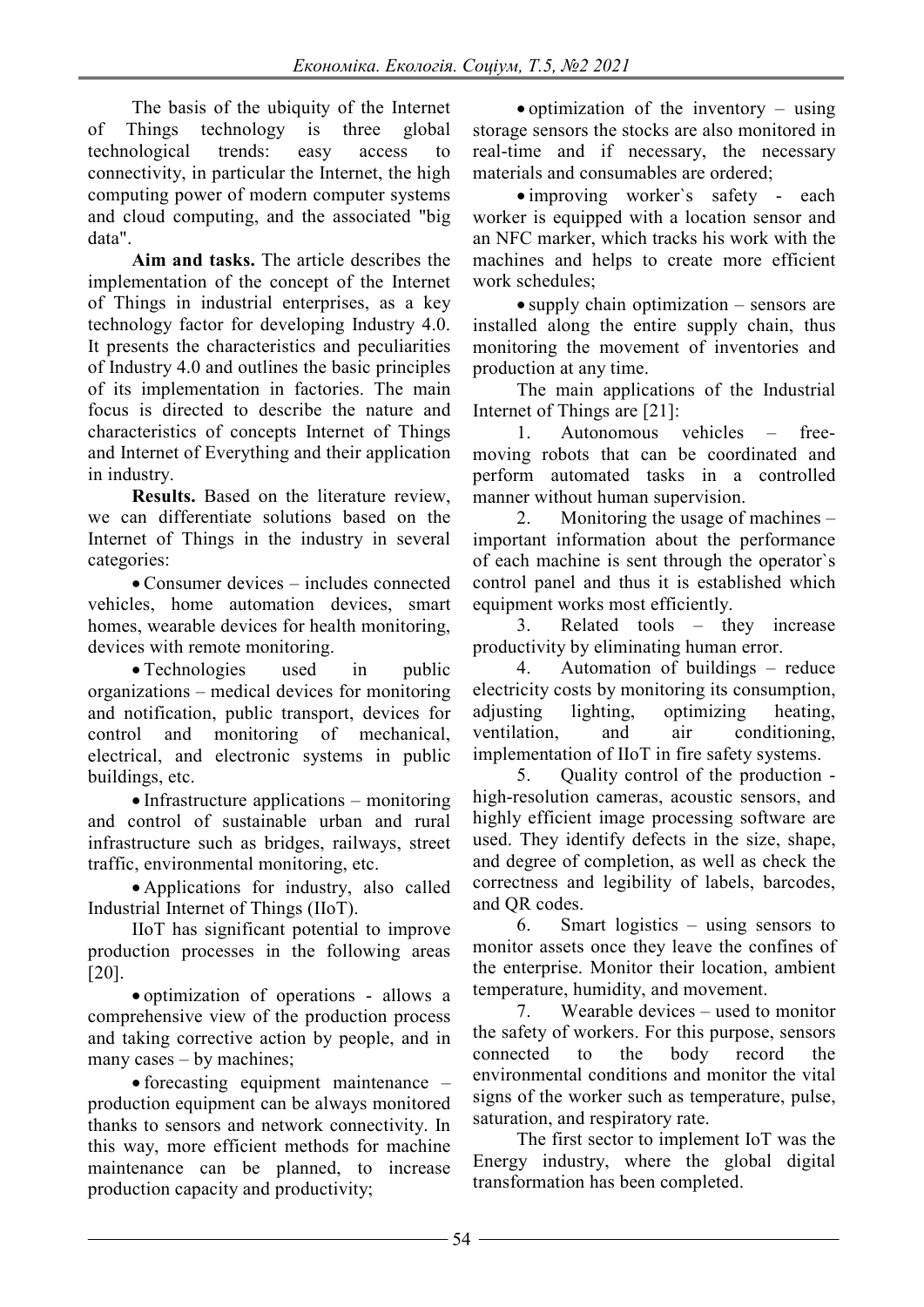The basis of the ubiquity of the Internet of Things technology is three global technological trends: easy access to connectivity, in particular the Internet, the high computing power of modern computer systems and cloud computing, and the associated "big data".

**Aim and tasks.** The article describes the implementation of the concept of the Internet of Things in industrial enterprises, as a key technology factor for developing Industry 4.0. It presents the characteristics and peculiarities of Industry 4.0 and outlines the basic principles of its implementation in factories. The main focus is directed to describe the nature and characteristics of concepts Internet of Things and Internet of Everything and their application in industry.

**Results.** Based on the literature review, we can differentiate solutions based on the Internet of Things in the industry in several categories:

- Consumer devices – includes connected vehicles, home automation devices, smart homes, wearable devices for health monitoring, devices with remote monitoring.
- Technologies used in public organizations – medical devices for monitoring and notification, public transport, devices for control and monitoring of mechanical, electrical, and electronic systems in public buildings, etc.
- Infrastructure applications – monitoring and control of sustainable urban and rural infrastructure such as bridges, railways, street traffic, environmental monitoring, etc.
- Applications for industry, also called Industrial Internet of Things (IIoT).

IIoT has significant potential to improve production processes in the following areas [20].

- optimization of operations - allows a comprehensive view of the production process and taking corrective action by people, and in many cases – by machines;
- forecasting equipment maintenance – production equipment can be always monitored thanks to sensors and network connectivity. In this way, more efficient methods for machine maintenance can be planned, to increase production capacity and productivity;
- optimization of the inventory – using storage sensors the stocks are also monitored in real-time and if necessary, the necessary materials and consumables are ordered;
- improving worker`s safety - each worker is equipped with a location sensor and an NFC marker, which tracks his work with the machines and helps to create more efficient work schedules;
- supply chain optimization – sensors are installed along the entire supply chain, thus monitoring the movement of inventories and production at any time.

The main applications of the Industrial Internet of Things are [21]:

1. Autonomous vehicles – free-moving robots that can be coordinated and perform automated tasks in a controlled manner without human supervision.
2. Monitoring the usage of machines – important information about the performance of each machine is sent through the operator`s control panel and thus it is established which equipment works most efficiently.
3. Related tools – they increase productivity by eliminating human error.
4. Automation of buildings – reduce electricity costs by monitoring its consumption, adjusting lighting, optimizing heating, ventilation, and air conditioning, implementation of IIoT in fire safety systems.
5. Quality control of the production - high-resolution cameras, acoustic sensors, and highly efficient image processing software are used. They identify defects in the size, shape, and degree of completion, as well as check the correctness and legibility of labels, barcodes, and QR codes.
6. Smart logistics – using sensors to monitor assets once they leave the confines of the enterprise. Monitor their location, ambient temperature, humidity, and movement.
7. Wearable devices – used to monitor the safety of workers. For this purpose, sensors connected to the body record the environmental conditions and monitor the vital signs of the worker such as temperature, pulse, saturation, and respiratory rate.

The first sector to implement IoT was the Energy industry, where the global digital transformation has been completed.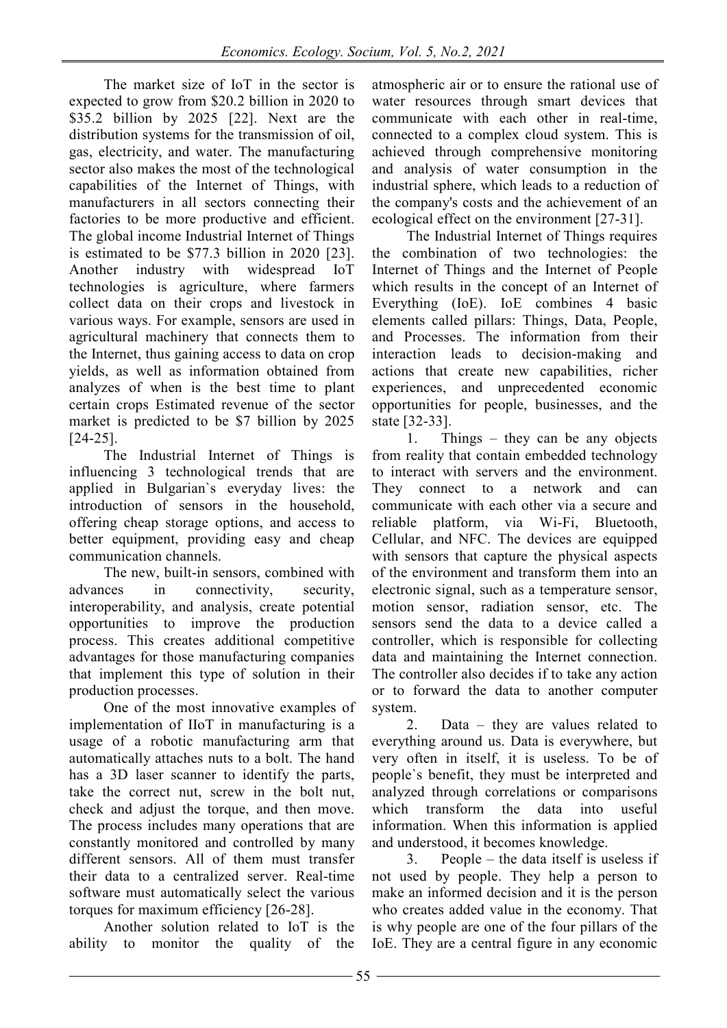The market size of IoT in the sector is expected to grow from $20.2 billion in 2020 to $35.2 billion by 2025 [22]. Next are the distribution systems for the transmission of oil, gas, electricity, and water. The manufacturing sector also makes the most of the technological capabilities of the Internet of Things, with manufacturers in all sectors connecting their factories to be more productive and efficient. The global income Industrial Internet of Things is estimated to be $77.3 billion in 2020 [23]. Another industry with widespread IoT technologies is agriculture, where farmers collect data on their crops and livestock in various ways. For example, sensors are used in agricultural machinery that connects them to the Internet, thus gaining access to data on crop yields, as well as information obtained from analyzes of when is the best time to plant certain crops Estimated revenue of the sector market is predicted to be $7 billion by 2025 [24-25].

The Industrial Internet of Things is influencing 3 technological trends that are applied in Bulgarian`s everyday lives: the introduction of sensors in the household, offering cheap storage options, and access to better equipment, providing easy and cheap communication channels.

The new, built-in sensors, combined with advances in connectivity, security, interoperability, and analysis, create potential opportunities to improve the production process. This creates additional competitive advantages for those manufacturing companies that implement this type of solution in their production processes.

One of the most innovative examples of implementation of IIoT in manufacturing is a usage of a robotic manufacturing arm that automatically attaches nuts to a bolt. The hand has a 3D laser scanner to identify the parts, take the correct nut, screw in the bolt nut, check and adjust the torque, and then move. The process includes many operations that are constantly monitored and controlled by many different sensors. All of them must transfer their data to a centralized server. Real-time software must automatically select the various torques for maximum efficiency [26-28].

Another solution related to IoT is the ability to monitor the quality of the atmospheric air or to ensure the rational use of water resources through smart devices that communicate with each other in real-time, connected to a complex cloud system. This is achieved through comprehensive monitoring and analysis of water consumption in the industrial sphere, which leads to a reduction of the company's costs and the achievement of an ecological effect on the environment [27-31].

The Industrial Internet of Things requires the combination of two technologies: the Internet of Things and the Internet of People which results in the concept of an Internet of Everything (IoE). IoE combines 4 basic elements called pillars: Things, Data, People, and Processes. The information from their interaction leads to decision-making and actions that create new capabilities, richer experiences, and unprecedented economic opportunities for people, businesses, and the state [32-33].

1. Things – they can be any objects from reality that contain embedded technology to interact with servers and the environment. They connect to a network and can communicate with each other via a secure and reliable platform, via Wi-Fi, Bluetooth, Cellular, and NFC. The devices are equipped with sensors that capture the physical aspects of the environment and transform them into an electronic signal, such as a temperature sensor, motion sensor, radiation sensor, etc. The sensors send the data to a device called a controller, which is responsible for collecting data and maintaining the Internet connection. The controller also decides if to take any action or to forward the data to another computer system.

2. Data – they are values related to everything around us. Data is everywhere, but very often in itself, it is useless. To be of people`s benefit, they must be interpreted and analyzed through correlations or comparisons which transform the data into useful information. When this information is applied and understood, it becomes knowledge.

3. People – the data itself is useless if not used by people. They help a person to make an informed decision and it is the person who creates added value in the economy. That is why people are one of the four pillars of the IoE. They are a central figure in any economic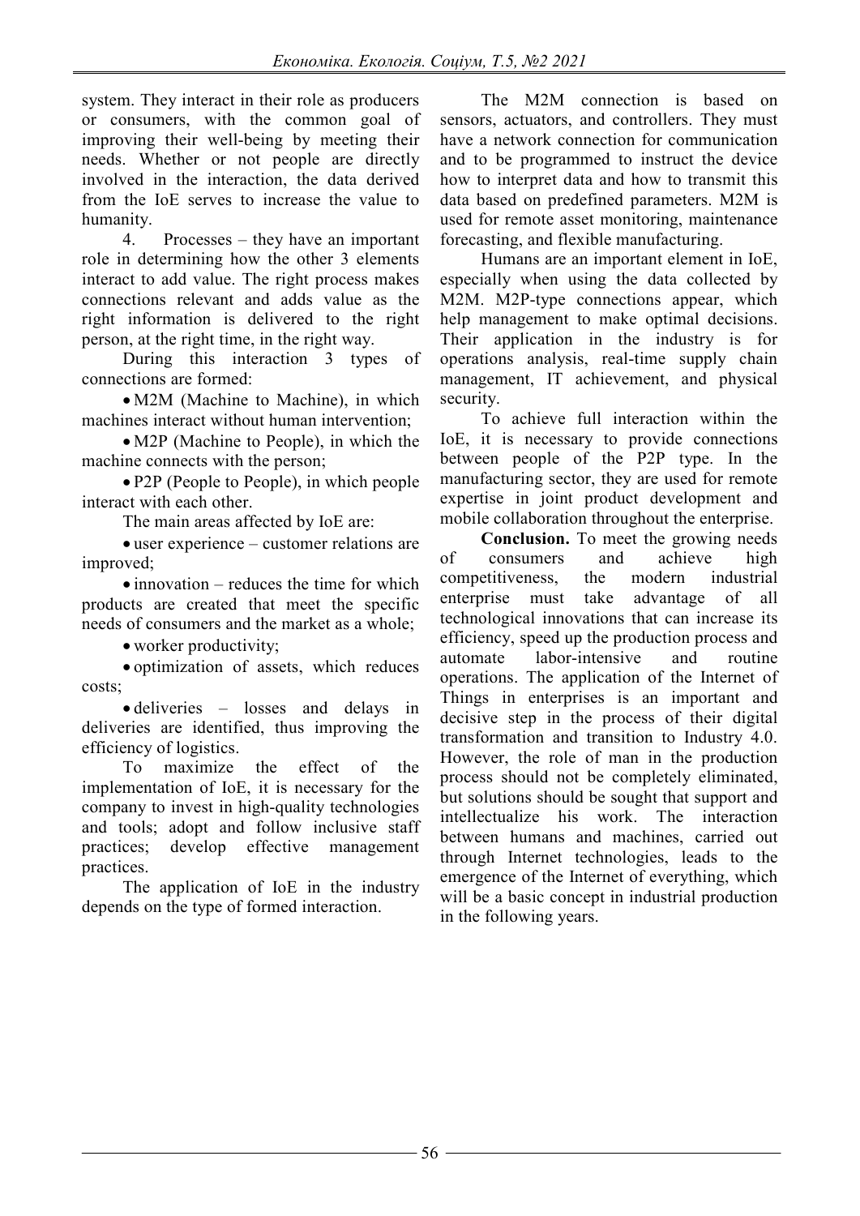system. They interact in their role as producers or consumers, with the common goal of improving their well-being by meeting their needs. Whether or not people are directly involved in the interaction, the data derived from the IoE serves to increase the value to humanity.

4. Processes – they have an important role in determining how the other 3 elements interact to add value. The right process makes connections relevant and adds value as the right information is delivered to the right person, at the right time, in the right way.

During this interaction 3 types of connections are formed:

- M2M (Machine to Machine), in which machines interact without human intervention;
- M2P (Machine to People), in which the machine connects with the person;
- P2P (People to People), in which people interact with each other.

The main areas affected by IoE are:

- user experience – customer relations are improved;
- innovation – reduces the time for which products are created that meet the specific needs of consumers and the market as a whole;
- worker productivity;
- optimization of assets, which reduces costs;
- deliveries – losses and delays in deliveries are identified, thus improving the efficiency of logistics.

To maximize the effect of the implementation of IoE, it is necessary for the company to invest in high-quality technologies and tools; adopt and follow inclusive staff practices; develop effective management practices.

The application of IoE in the industry depends on the type of formed interaction.

The M2M connection is based on sensors, actuators, and controllers. They must have a network connection for communication and to be programmed to instruct the device how to interpret data and how to transmit this data based on predefined parameters. M2M is used for remote asset monitoring, maintenance forecasting, and flexible manufacturing.

Humans are an important element in IoE, especially when using the data collected by M2M. M2P-type connections appear, which help management to make optimal decisions. Their application in the industry is for operations analysis, real-time supply chain management, IT achievement, and physical security.

To achieve full interaction within the IoE, it is necessary to provide connections between people of the P2P type. In the manufacturing sector, they are used for remote expertise in joint product development and mobile collaboration throughout the enterprise.

**Conclusion.** To meet the growing needs of consumers and achieve high competitiveness, the modern industrial enterprise must take advantage of all technological innovations that can increase its efficiency, speed up the production process and automate labor-intensive and routine operations. The application of the Internet of Things in enterprises is an important and decisive step in the process of their digital transformation and transition to Industry 4.0. However, the role of man in the production process should not be completely eliminated, but solutions should be sought that support and intellectualize his work. The interaction between humans and machines, carried out through Internet technologies, leads to the emergence of the Internet of everything, which will be a basic concept in industrial production in the following years.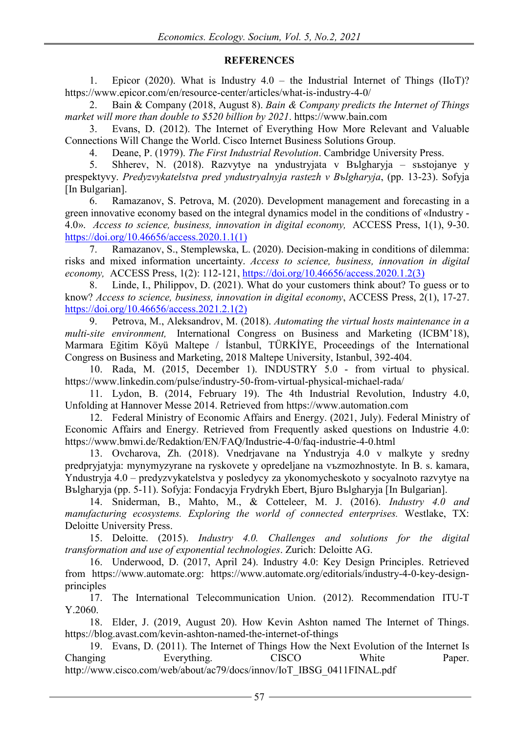**REFERENCES**

1. Epicor (2020). What is Industry 4.0 – the Industrial Internet of Things (IIoT)? https://www.epicor.com/en/resource-center/articles/what-is-industry-4-0/
2. Bain & Company (2018, August 8). *Bain & Company predicts the Internet of Things market will more than double to $520 billion by 2021*. https://www.bain.com
3. Evans, D. (2012). The Internet of Everything How More Relevant and Valuable Connections Will Change the World. Cisco Internet Business Solutions Group.
4. Deane, P. (1979). *The First Industrial Revolution*. Cambridge University Press.
5. Shherev, N. (2018). Razvytye na yndustryjata v Bъlgharyja – sъstojanye y prespektyvy. *Predyzvykatelstva pred yndustryalnyja rastezh v Bъlgharyja*, (pp. 13-23). Sofyja [In Bulgarian].
6. Ramazanov, S. Petrova, M. (2020). Development management and forecasting in a green innovative economy based on the integral dynamics model in the conditions of «Industry - 4.0». *Access to science, business, innovation in digital economy,* ACCESS Press, 1(1), 9-30. https://doi.org/10.46656/access.2020.1.1(1)
7. Ramazanov, S., Stemplewska, L. (2020). Decision-making in conditions of dilemma: risks and mixed information uncertainty. *Access to science, business, innovation in digital economy,* ACCESS Press, 1(2): 112-121, https://doi.org/10.46656/access.2020.1.2(3)
8. Linde, I., Philippov, D. (2021). What do your customers think about? To guess or to know? *Access to science, business, innovation in digital economy*, ACCESS Press, 2(1), 17-27. https://doi.org/10.46656/access.2021.2.1(2)
9. Petrova, M., Aleksandrov, M. (2018). *Automating the virtual hosts maintenance in a multi-site environment,* International Congress on Business and Marketing (ICBM'18), Marmara Eğitim Köyü Maltepe / İstanbul, TÜRKİYE, Proceedings of the International Congress on Business and Marketing, 2018 Maltepe University, Istanbul, 392-404.
10. Rada, M. (2015, December 1). INDUSTRY 5.0 - from virtual to physical. https://www.linkedin.com/pulse/industry-50-from-virtual-physical-michael-rada/
11. Lydon, B. (2014, February 19). The 4th Industrial Revolution, Industry 4.0, Unfolding at Hannover Messe 2014. Retrieved from https://www.automation.com
12. Federal Ministry of Economic Affairs and Energy. (2021, July). Federal Ministry of Economic Affairs and Energy. Retrieved from Frequently asked questions on Industrie 4.0: https://www.bmwi.de/Redaktion/EN/FAQ/Industrie-4-0/faq-industrie-4-0.html
13. Ovcharova, Zh. (2018). Vnedrjavane na Yndustryja 4.0 v malkyte y sredny predprjatyja: mynymyzyrane na ryskovete y opredeljane na vъzmozhnostyte. In B. s. kamara, Yndustryja 4.0 – predyzvykatelstva y posledycy za ykonomycheskoto y socyalnoto razvytye na Bъlgharyja (pp. 5-11). Sofyja: Fondacyja Frydrykh Ebert, Bjuro Bъlgharyja [In Bulgarian].
14. Sniderman, B., Mahto, M., & Cotteleer, M. J. (2016). *Industry 4.0 and manufacturing ecosystems. Exploring the world of connected enterprises.* Westlake, TX: Deloitte University Press.
15. Deloitte. (2015). *Industry 4.0. Challenges and solutions for the digital transformation and use of exponential technologies*. Zurich: Deloitte AG.
16. Underwood, D. (2017, April 24). Industry 4.0: Key Design Principles. Retrieved from https://www.automate.org: https://www.automate.org/editorials/industry-4-0-key-design-principles
17. The International Telecommunication Union. (2012). Recommendation ITU-T Y.2060.
18. Elder, J. (2019, August 20). How Kevin Ashton named The Internet of Things. https://blog.avast.com/kevin-ashton-named-the-internet-of-things
19. Evans, D. (2011). The Internet of Things How the Next Evolution of the Internet Is Changing Everything. CISCO White Paper. http://www.cisco.com/web/about/ac79/docs/innov/IoT_IBSG_0411FINAL.pdf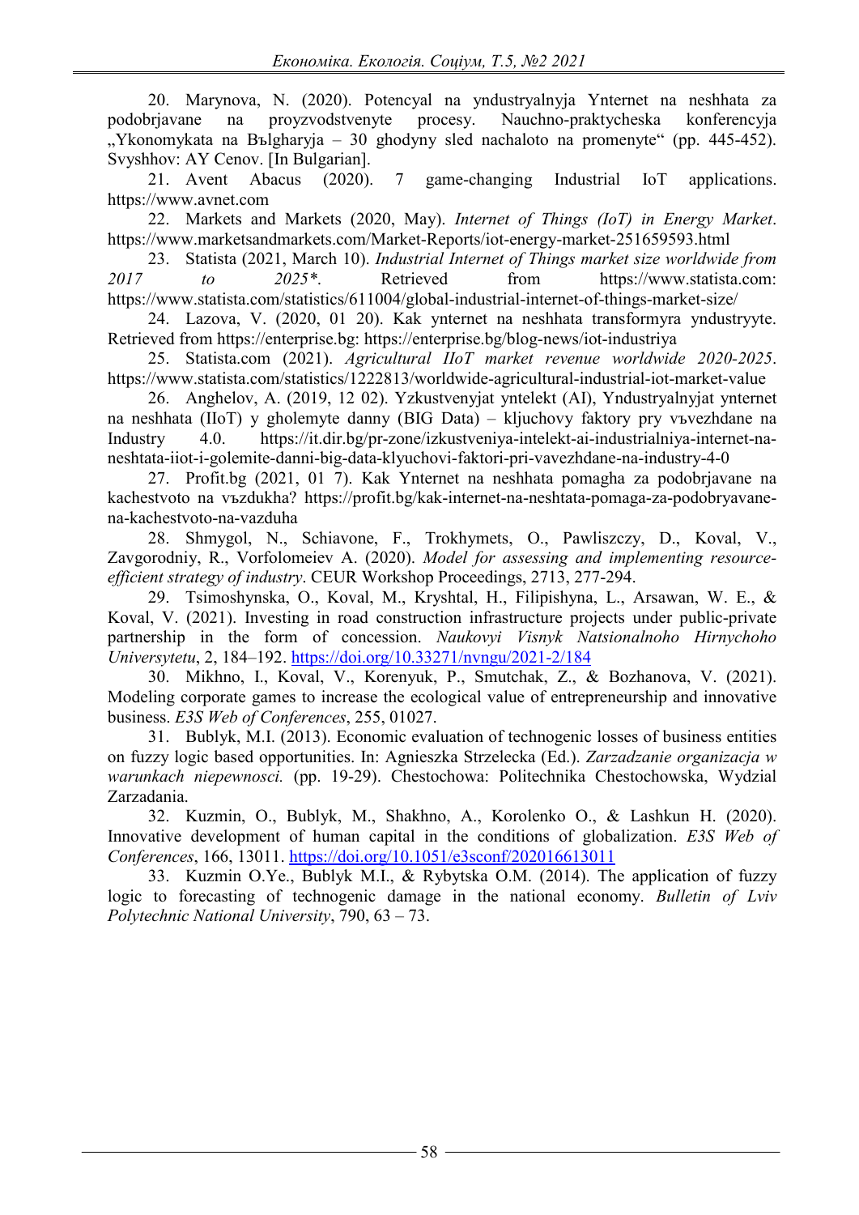20. Marynova, N. (2020). Potencyal na yndustryalnyja Ynternet na neshhata za podobrjavane na proyzvodstvenyte procesy. Nauchno-praktycheska konferencyja „Ykonomykata na Bъlgharyja – 30 ghodyny sled nachaloto na promenyte" (pp. 445-452). Svyshhov: AY Cenov. [In Bulgarian].

21. Avent Abacus (2020). 7 game-changing Industrial IoT applications. https://www.avnet.com

22. Markets and Markets (2020, May). *Internet of Things (IoT) in Energy Market*. https://www.marketsandmarkets.com/Market-Reports/iot-energy-market-251659593.html

23. Statista (2021, March 10). *Industrial Internet of Things market size worldwide from 2017 to 2025**. Retrieved from https://www.statista.com: https://www.statista.com/statistics/611004/global-industrial-internet-of-things-market-size/

24. Lazova, V. (2020, 01 20). Kak ynternet na neshhata transformyra yndustryyte. Retrieved from https://enterprise.bg: https://enterprise.bg/blog-news/iot-industriya

25. Statista.com (2021). *Agricultural IIoT market revenue worldwide 2020-2025*. https://www.statista.com/statistics/1222813/worldwide-agricultural-industrial-iot-market-value

26. Anghelov, A. (2019, 12 02). Yzkustvenyjat yntelekt (AI), Yndustryalnyjat ynternet na neshhata (IIoT) y gholemyte danny (BIG Data) – kljuchovy faktory pry vъvezhdane na Industry 4.0. https://it.dir.bg/pr-zone/izkustveniya-intelekt-ai-industrialniya-internet-na-neshtata-iiot-i-golemite-danni-big-data-klyuchovi-faktori-pri-vavezhdane-na-industry-4-0

27. Profit.bg (2021, 01 7). Kak Ynternet na neshhata pomagha za podobrjavane na kachestvoto na vъzdukha? https://profit.bg/kak-internet-na-neshtata-pomaga-za-podobryavane-na-kachestvoto-na-vazduha

28. Shmygol, N., Schiavone, F., Trokhymets, O., Pawliszczy, D., Koval, V., Zavgorodniy, R., Vorfolomeiev A. (2020). *Model for assessing and implementing resource-efficient strategy of industry*. CEUR Workshop Proceedings, 2713, 277-294.

29. Tsimoshynska, O., Koval, M., Kryshtal, H., Filipishyna, L., Arsawan, W. E., & Koval, V. (2021). Investing in road construction infrastructure projects under public-private partnership in the form of concession. *Naukovyi Visnyk Natsionalnoho Hirnychoho Universytetu*, 2, 184–192. https://doi.org/10.33271/nvngu/2021-2/184

30. Mikhno, I., Koval, V., Korenyuk, P., Smutchak, Z., & Bozhanova, V. (2021). Modeling corporate games to increase the ecological value of entrepreneurship and innovative business. *E3S Web of Conferences*, 255, 01027.

31. Bublyk, M.I. (2013). Economic evaluation of technogenic losses of business entities on fuzzy logic based opportunities. In: Agnieszka Strzelecka (Ed.). *Zarzadzanie organizacja w warunkach niepewnosci.* (pp. 19-29). Chestochowa: Politechnika Chestochowska, Wydzial Zarzadania.

32. Kuzmin, O., Bublyk, M., Shakhno, A., Korolenko O., & Lashkun H. (2020). Innovative development of human capital in the conditions of globalization. *E3S Web of Conferences*, 166, 13011. https://doi.org/10.1051/e3sconf/202016613011

33. Kuzmin O.Ye., Bublyk M.I., & Rybytska O.M. (2014). The application of fuzzy logic to forecasting of technogenic damage in the national economy. *Bulletin of Lviv Polytechnic National University*, 790, 63 – 73.